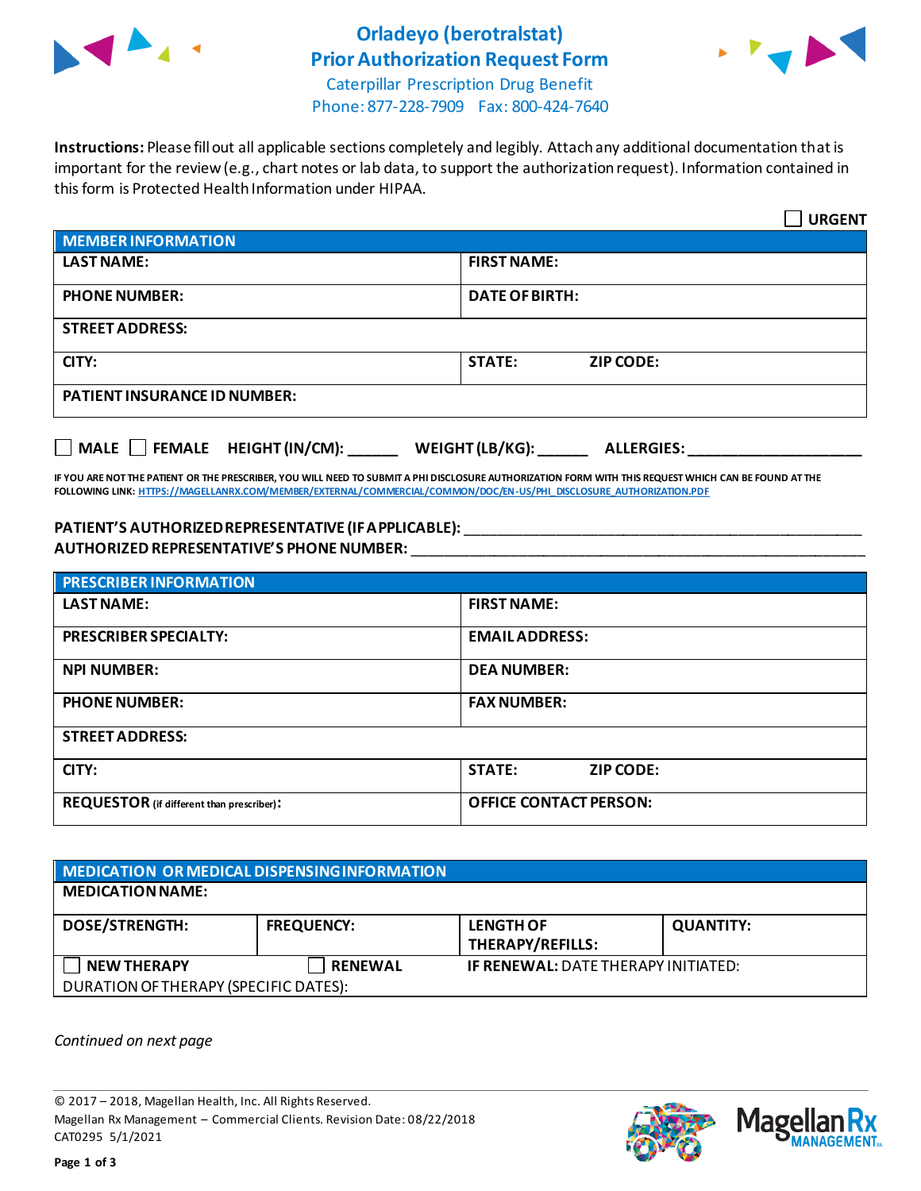# Orladeyo (berotralstat)
# Prior Authorization Request Form

Caterpillar Prescription Drug Benefit
Phone: 877-228-7909 Fax: 800-424-7640

**Instructions:** Please fill out all applicable sections completely and legibly. Attach any additional documentation that is important for the review (e.g., chart notes or lab data, to support the authorization request). Information contained in this form is Protected Health Information under HIPAA.

☐ **URGENT**

| **MEMBER INFORMATION** | | |
|---|---|---|
| **LAST NAME:** | **FIRST NAME:** | |
| **PHONE NUMBER:** | **DATE OF BIRTH:** | |
| **STREET ADDRESS:** | | |
| **CITY:** | **STATE:** | **ZIP CODE:** |
| **PATIENT INSURANCE ID NUMBER:** | | |

☐ **MALE** ☐ **FEMALE** **HEIGHT (IN/CM):** ______ **WEIGHT (LB/KG):** ______ **ALLERGIES:** ____________________

**IF YOU ARE NOT THE PATIENT OR THE PRESCRIBER, YOU WILL NEED TO SUBMIT A PHI DISCLOSURE AUTHORIZATION FORM WITH THIS REQUEST WHICH CAN BE FOUND AT THE FOLLOWING LINK: HTTPS://MAGELLANRX.COM/MEMBER/EXTERNAL/COMMERCIAL/COMMON/DOC/EN-US/PHI_DISCLOSURE_AUTHORIZATION.PDF**

**PATIENT'S AUTHORIZED REPRESENTATIVE (IF APPLICABLE):** ____________________________________________
**AUTHORIZED REPRESENTATIVE'S PHONE NUMBER:** ____________________________________________

| **PRESCRIBER INFORMATION** | | |
|---|---|---|
| **LAST NAME:** | **FIRST NAME:** | |
| **PRESCRIBER SPECIALTY:** | **EMAIL ADDRESS:** | |
| **NPI NUMBER:** | **DEA NUMBER:** | |
| **PHONE NUMBER:** | **FAX NUMBER:** | |
| **STREET ADDRESS:** | | |
| **CITY:** | **STATE:** | **ZIP CODE:** |
| **REQUESTOR** (if different than prescriber)**:** | **OFFICE CONTACT PERSON:** | |

| **MEDICATION OR MEDICAL DISPENSING INFORMATION** | | | |
|---|---|---|---|
| **MEDICATION NAME:** | | | |
| **DOSE/STRENGTH:** | **FREQUENCY:** | **LENGTH OF THERAPY/REFILLS:** | **QUANTITY:** |
| ☐ **NEW THERAPY** | ☐ **RENEWAL** | **IF RENEWAL:** DATE THERAPY INITIATED: | |
| DURATION OF THERAPY (SPECIFIC DATES): | | | |

*Continued on next page*

© 2017 – 2018, Magellan Health, Inc. All Rights Reserved.
Magellan Rx Management – Commercial Clients. Revision Date: 08/22/2018
CAT0295 5/1/2021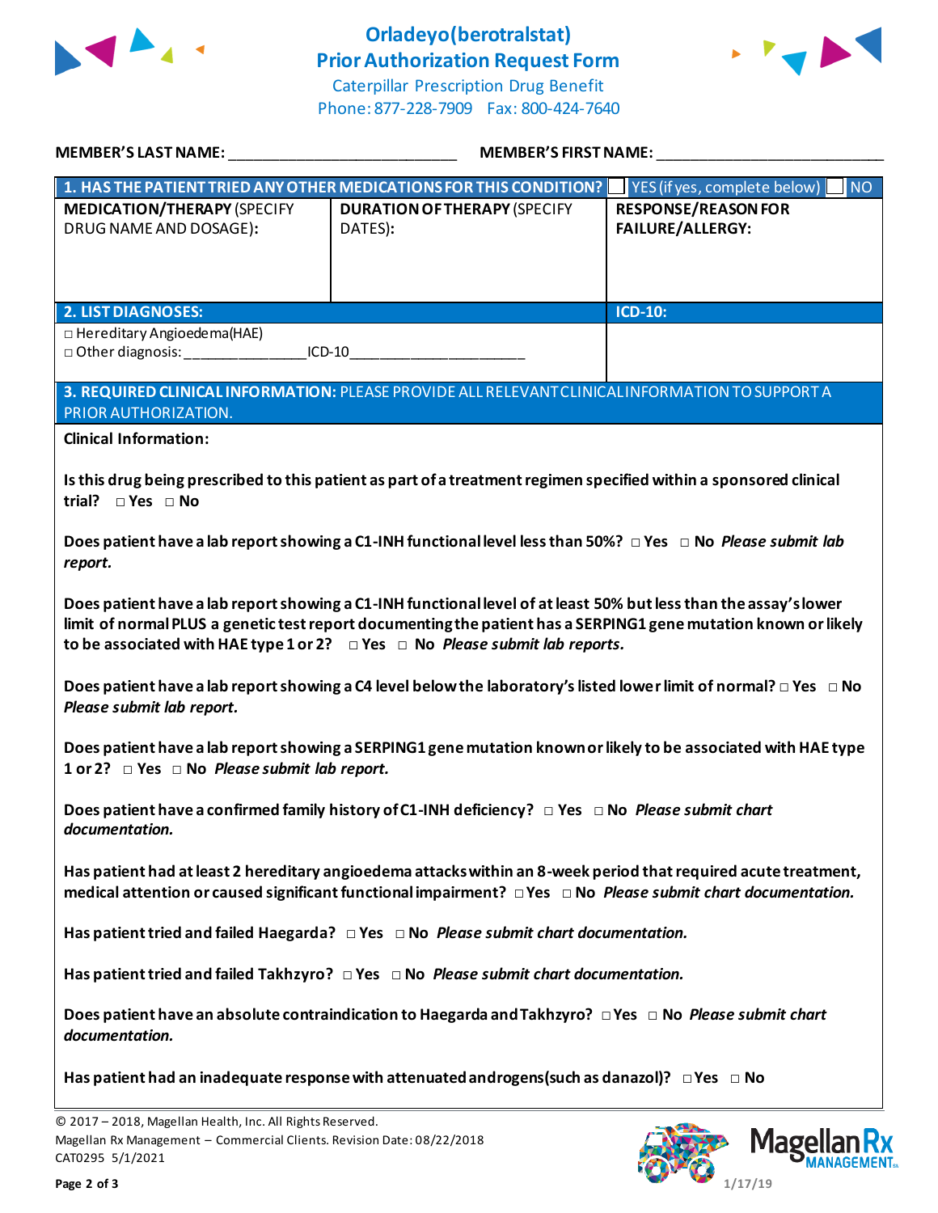# Orladeyo(berotralstat)
# Prior Authorization Request Form

Caterpillar Prescription Drug Benefit
Phone: 877-228-7909 Fax: 800-424-7640

**MEMBER'S LAST NAME:** ___________________________ **MEMBER'S FIRST NAME:** ___________________________

| **1. HAS THE PATIENT TRIED ANY OTHER MEDICATIONS FOR THIS CONDITION?** | | ☐ YES (if yes, complete below) ☐ NO |
|---|---|---|
| **MEDICATION/THERAPY** (SPECIFY DRUG NAME AND DOSAGE): | **DURATION OF THERAPY** (SPECIFY DATES): | **RESPONSE/REASON FOR FAILURE/ALLERGY:** |
| | | |

| **2. LIST DIAGNOSES:** | **ICD-10:** |
|---|---|
| □ Hereditary Angioedema(HAE)<br>□ Other diagnosis: _______________ICD-10_____________________ | |

**3. REQUIRED CLINICAL INFORMATION:** PLEASE PROVIDE ALL RELEVANT CLINICAL INFORMATION TO SUPPORT A PRIOR AUTHORIZATION.

**Clinical Information:**

**Is this drug being prescribed to this patient as part of a treatment regimen specified within a sponsored clinical trial?** □ Yes □ No

**Does patient have a lab report showing a C1-INH functional level less than 50%?** □ Yes □ No *Please submit lab report.*

**Does patient have a lab report showing a C1-INH functional level of at least 50% but less than the assay's lower limit of normal PLUS a genetic test report documenting the patient has a SERPING1 gene mutation known or likely to be associated with HAE type 1 or 2?** □ Yes □ No *Please submit lab reports.*

**Does patient have a lab report showing a C4 level below the laboratory's listed lower limit of normal?** □ Yes □ No *Please submit lab report.*

**Does patient have a lab report showing a SERPING1 gene mutation known or likely to be associated with HAE type 1 or 2?** □ Yes □ No *Please submit lab report.*

**Does patient have a confirmed family history of C1-INH deficiency?** □ Yes □ No *Please submit chart documentation.*

**Has patient had at least 2 hereditary angioedema attacks within an 8-week period that required acute treatment, medical attention or caused significant functional impairment?** □ Yes □ No *Please submit chart documentation.*

**Has patient tried and failed Haegarda?** □ Yes □ No *Please submit chart documentation.*

**Has patient tried and failed Takhzyro?** □ Yes □ No *Please submit chart documentation.*

**Does patient have an absolute contraindication to Haegarda and Takhzyro?** □ Yes □ No *Please submit chart documentation.*

**Has patient had an inadequate response with attenuated androgens (such as danazol)?** □ Yes □ No

© 2017 – 2018, Magellan Health, Inc. All Rights Reserved.
Magellan Rx Management – Commercial Clients. Revision Date: 08/22/2018
CAT0295 5/1/2021
1/17/19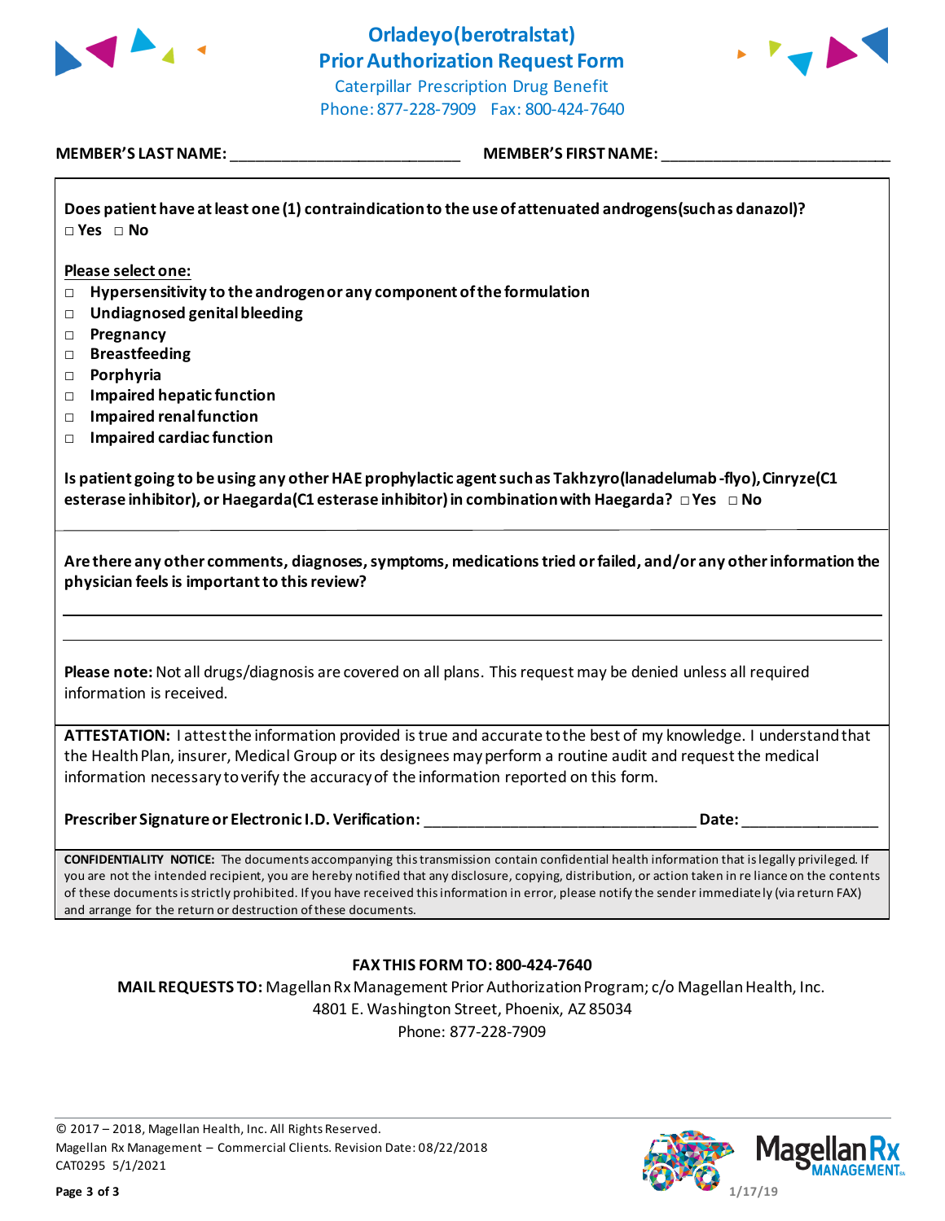# Orladeyo(berotralstat) Prior Authorization Request Form

Caterpillar Prescription Drug Benefit
Phone: 877-228-7909 Fax: 800-424-7640

**MEMBER'S LAST NAME:** ___________________________ **MEMBER'S FIRST NAME:** ___________________________

**Does patient have at least one (1) contraindication to the use of attenuated androgens (such as danazol)?**
□ **Yes** □ **No**

**Please select one:**

- □ **Hypersensitivity to the androgen or any component of the formulation**
- □ **Undiagnosed genital bleeding**
- □ **Pregnancy**
- □ **Breastfeeding**
- □ **Porphyria**
- □ **Impaired hepatic function**
- □ **Impaired renal function**
- □ **Impaired cardiac function**

**Is patient going to be using any other HAE prophylactic agent such as Takhzyro (lanadelumab-flyo), Cinryze (C1 esterase inhibitor), or Haegarda (C1 esterase inhibitor) in combination with Haegarda?** □ **Yes** □ **No**

**Are there any other comments, diagnoses, symptoms, medications tried or failed, and/or any other information the physician feels is important to this review?**

_______________________________________________

_______________________________________________

**Please note:** Not all drugs/diagnosis are covered on all plans. This request may be denied unless all required information is received.

**ATTESTATION:** I attest the information provided is true and accurate to the best of my knowledge. I understand that the Health Plan, insurer, Medical Group or its designees may perform a routine audit and request the medical information necessary to verify the accuracy of the information reported on this form.

**Prescriber Signature or Electronic I.D. Verification:** ________________________________ **Date:** ________________

**CONFIDENTIALITY NOTICE:** The documents accompanying this transmission contain confidential health information that is legally privileged. If you are not the intended recipient, you are hereby notified that any disclosure, copying, distribution, or action taken in reliance on the contents of these documents is strictly prohibited. If you have received this information in error, please notify the sender immediately (via return FAX) and arrange for the return or destruction of these documents.

**FAX THIS FORM TO: 800-424-7640**

**MAIL REQUESTS TO:** Magellan Rx Management Prior Authorization Program; c/o Magellan Health, Inc.
4801 E. Washington Street, Phoenix, AZ 85034
Phone: 877-228-7909

© 2017 – 2018, Magellan Health, Inc. All Rights Reserved.
Magellan Rx Management – Commercial Clients. Revision Date: 08/22/2018
CAT0295 5/1/2021

1/17/19